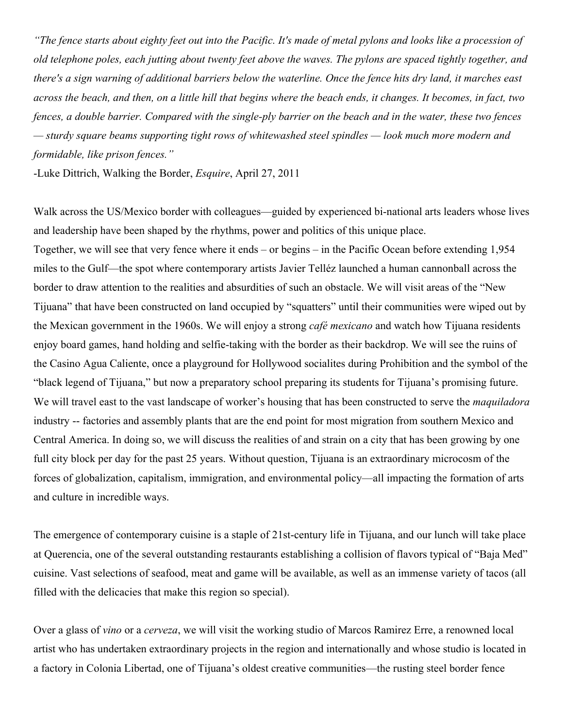*"The fence starts about eighty feet out into the Pacific. It's made of metal pylons and looks like a procession of old telephone poles, each jutting about twenty feet above the waves. The pylons are spaced tightly together, and there's a sign warning of additional barriers below the waterline. Once the fence hits dry land, it marches east across the beach, and then, on a little hill that begins where the beach ends, it changes. It becomes, in fact, two fences, a double barrier. Compared with the single-ply barrier on the beach and in the water, these two fences — sturdy square beams supporting tight rows of whitewashed steel spindles — look much more modern and formidable, like prison fences."*

-Luke Dittrich, Walking the Border, *Esquire*, April 27, 2011

Walk across the US/Mexico border with colleagues—guided by experienced bi-national arts leaders whose lives and leadership have been shaped by the rhythms, power and politics of this unique place.

Together, we will see that very fence where it ends – or begins – in the Pacific Ocean before extending 1,954 miles to the Gulf—the spot where contemporary artists Javier Telléz launched a human cannonball across the border to draw attention to the realities and absurdities of such an obstacle. We will visit areas of the "New Tijuana" that have been constructed on land occupied by "squatters" until their communities were wiped out by the Mexican government in the 1960s. We will enjoy a strong *café mexicano* and watch how Tijuana residents enjoy board games, hand holding and selfie-taking with the border as their backdrop. We will see the ruins of the Casino Agua Caliente, once a playground for Hollywood socialites during Prohibition and the symbol of the "black legend of Tijuana," but now a preparatory school preparing its students for Tijuana's promising future. We will travel east to the vast landscape of worker's housing that has been constructed to serve the *maquiladora* industry -- factories and assembly plants that are the end point for most migration from southern Mexico and Central America. In doing so, we will discuss the realities of and strain on a city that has been growing by one full city block per day for the past 25 years. Without question, Tijuana is an extraordinary microcosm of the forces of globalization, capitalism, immigration, and environmental policy—all impacting the formation of arts and culture in incredible ways.

The emergence of contemporary cuisine is a staple of 21st-century life in Tijuana, and our lunch will take place at Querencia, one of the several outstanding restaurants establishing a collision of flavors typical of "Baja Med" cuisine. Vast selections of seafood, meat and game will be available, as well as an immense variety of tacos (all filled with the delicacies that make this region so special).

Over a glass of *vino* or a *cerveza*, we will visit the working studio of Marcos Ramirez Erre, a renowned local artist who has undertaken extraordinary projects in the region and internationally and whose studio is located in a factory in Colonia Libertad, one of Tijuana's oldest creative communities—the rusting steel border fence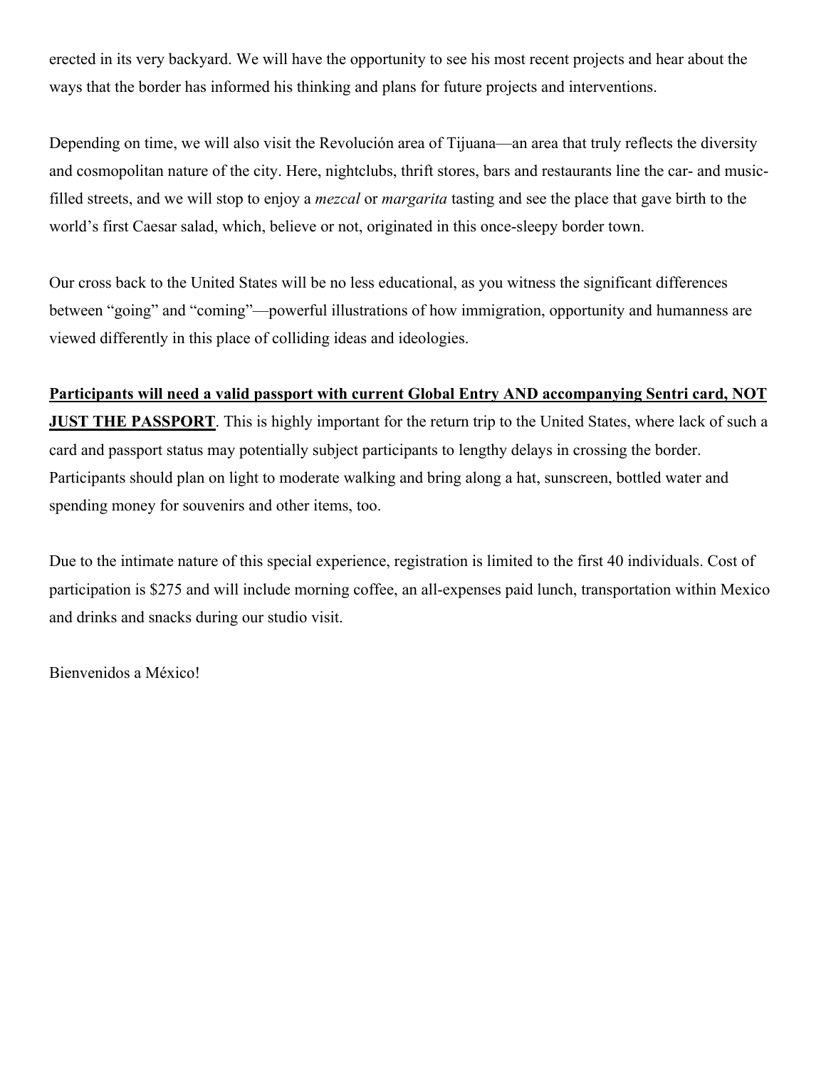erected in its very backyard. We will have the opportunity to see his most recent projects and hear about the ways that the border has informed his thinking and plans for future projects and interventions.

Depending on time, we will also visit the Revolución area of Tijuana—an area that truly reflects the diversity and cosmopolitan nature of the city. Here, nightclubs, thrift stores, bars and restaurants line the car- and music-filled streets, and we will stop to enjoy a *mezcal* or *margarita* tasting and see the place that gave birth to the world's first Caesar salad, which, believe or not, originated in this once-sleepy border town.

Our cross back to the United States will be no less educational, as you witness the significant differences between "going" and "coming"—powerful illustrations of how immigration, opportunity and humanness are viewed differently in this place of colliding ideas and ideologies.

**Participants will need a valid passport with current Global Entry AND accompanying Sentri card, NOT JUST THE PASSPORT**. This is highly important for the return trip to the United States, where lack of such a card and passport status may potentially subject participants to lengthy delays in crossing the border. Participants should plan on light to moderate walking and bring along a hat, sunscreen, bottled water and spending money for souvenirs and other items, too.

Due to the intimate nature of this special experience, registration is limited to the first 40 individuals. Cost of participation is $275 and will include morning coffee, an all-expenses paid lunch, transportation within Mexico and drinks and snacks during our studio visit.

Bienvenidos a México!